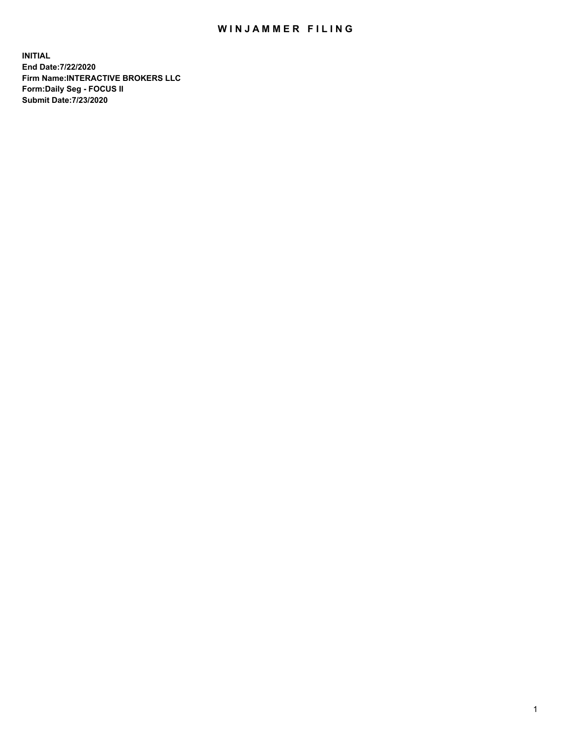# WINJAMMER FILING

**INITIAL**
**End Date:7/22/2020**
**Firm Name:INTERACTIVE BROKERS LLC**
**Form:Daily Seg - FOCUS II**
**Submit Date:7/23/2020**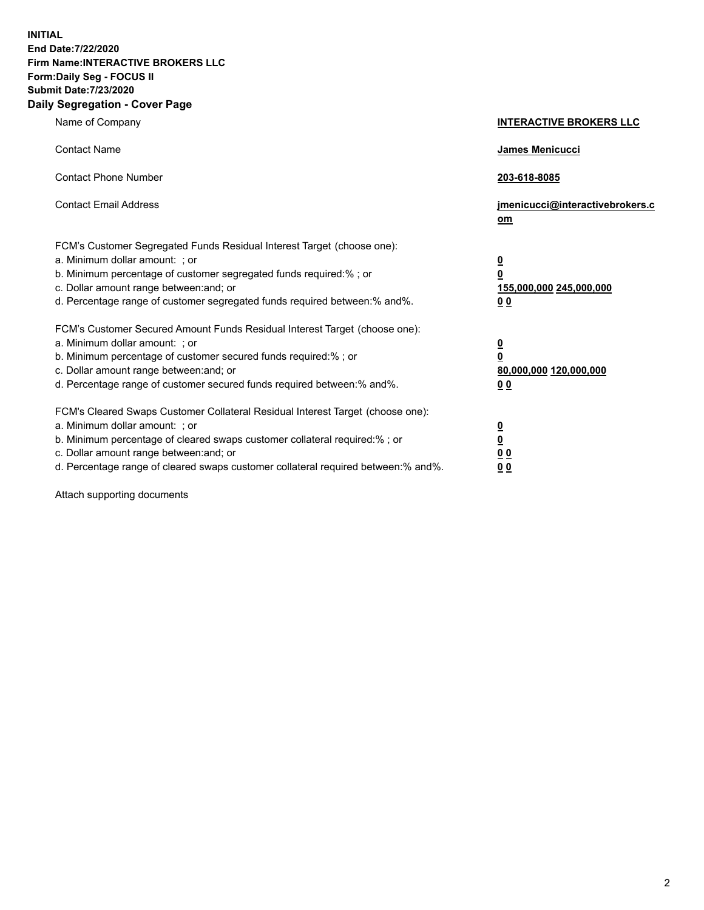**INITIAL**
**End Date:7/22/2020**
**Firm Name:INTERACTIVE BROKERS LLC**
**Form:Daily Seg - FOCUS II**
**Submit Date:7/23/2020**

## Daily Segregation - Cover Page

| | |
|---|---|
| Name of Company | **INTERACTIVE BROKERS LLC** |
| Contact Name | **James Menicucci** |
| Contact Phone Number | **203-618-8085** |
| Contact Email Address | **jmenicucci@interactivebrokers.com** |

FCM's Customer Segregated Funds Residual Interest Target (choose one):

| | |
|---|---|
| a. Minimum dollar amount: ; or | **0** |
| b. Minimum percentage of customer segregated funds required:% ; or | **0** |
| c. Dollar amount range between:and; or | **155,000,000 245,000,000** |
| d. Percentage range of customer segregated funds required between:% and%. | **0 0** |

FCM's Customer Secured Amount Funds Residual Interest Target (choose one):

| | |
|---|---|
| a. Minimum dollar amount: ; or | **0** |
| b. Minimum percentage of customer secured funds required:% ; or | **0** |
| c. Dollar amount range between:and; or | **80,000,000 120,000,000** |
| d. Percentage range of customer secured funds required between:% and%. | **0 0** |

FCM's Cleared Swaps Customer Collateral Residual Interest Target (choose one):

| | |
|---|---|
| a. Minimum dollar amount: ; or | **0** |
| b. Minimum percentage of cleared swaps customer collateral required:% ; or | **0** |
| c. Dollar amount range between:and; or | **0 0** |
| d. Percentage range of cleared swaps customer collateral required between:% and%. | **0 0** |

Attach supporting documents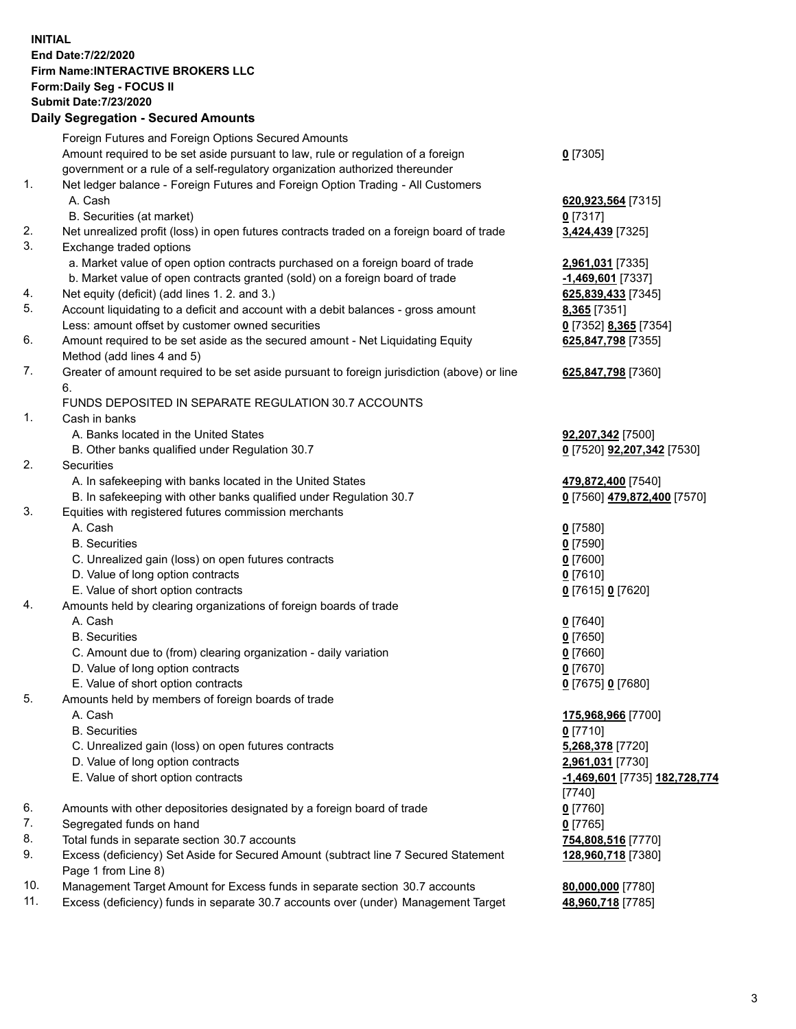**INITIAL**
**End Date:7/22/2020**
**Firm Name:INTERACTIVE BROKERS LLC**
**Form:Daily Seg - FOCUS II**
**Submit Date:7/23/2020**

**Daily Segregation - Secured Amounts**

| | | |
|---|---|---|
| | Foreign Futures and Foreign Options Secured Amounts | |
| | Amount required to be set aside pursuant to law, rule or regulation of a foreign government or a rule of a self-regulatory organization authorized thereunder | **0** [7305] |
| 1. | Net ledger balance - Foreign Futures and Foreign Option Trading - All Customers | |
| | A. Cash | **620,923,564** [7315] |
| | B. Securities (at market) | **0** [7317] |
| 2. | Net unrealized profit (loss) in open futures contracts traded on a foreign board of trade | **3,424,439** [7325] |
| 3. | Exchange traded options | |
| | a. Market value of open option contracts purchased on a foreign board of trade | **2,961,031** [7335] |
| | b. Market value of open contracts granted (sold) on a foreign board of trade | **-1,469,601** [7337] |
| 4. | Net equity (deficit) (add lines 1. 2. and 3.) | **625,839,433** [7345] |
| 5. | Account liquidating to a deficit and account with a debit balances - gross amount | **8,365** [7351] |
| | Less: amount offset by customer owned securities | **0** [7352] **8,365** [7354] |
| 6. | Amount required to be set aside as the secured amount - Net Liquidating Equity Method (add lines 4 and 5) | **625,847,798** [7355] |
| 7. | Greater of amount required to be set aside pursuant to foreign jurisdiction (above) or line 6. | **625,847,798** [7360] |
| | FUNDS DEPOSITED IN SEPARATE REGULATION 30.7 ACCOUNTS | |
| 1. | Cash in banks | |
| | A. Banks located in the United States | **92,207,342** [7500] |
| | B. Other banks qualified under Regulation 30.7 | **0** [7520] **92,207,342** [7530] |
| 2. | Securities | |
| | A. In safekeeping with banks located in the United States | **479,872,400** [7540] |
| | B. In safekeeping with other banks qualified under Regulation 30.7 | **0** [7560] **479,872,400** [7570] |
| 3. | Equities with registered futures commission merchants | |
| | A. Cash | **0** [7580] |
| | B. Securities | **0** [7590] |
| | C. Unrealized gain (loss) on open futures contracts | **0** [7600] |
| | D. Value of long option contracts | **0** [7610] |
| | E. Value of short option contracts | **0** [7615] **0** [7620] |
| 4. | Amounts held by clearing organizations of foreign boards of trade | |
| | A. Cash | **0** [7640] |
| | B. Securities | **0** [7650] |
| | C. Amount due to (from) clearing organization - daily variation | **0** [7660] |
| | D. Value of long option contracts | **0** [7670] |
| | E. Value of short option contracts | **0** [7675] **0** [7680] |
| 5. | Amounts held by members of foreign boards of trade | |
| | A. Cash | **175,968,966** [7700] |
| | B. Securities | **0** [7710] |
| | C. Unrealized gain (loss) on open futures contracts | **5,268,378** [7720] |
| | D. Value of long option contracts | **2,961,031** [7730] |
| | E. Value of short option contracts | **-1,469,601** [7735] **182,728,774** [7740] |
| 6. | Amounts with other depositories designated by a foreign board of trade | **0** [7760] |
| 7. | Segregated funds on hand | **0** [7765] |
| 8. | Total funds in separate section 30.7 accounts | **754,808,516** [7770] |
| 9. | Excess (deficiency) Set Aside for Secured Amount (subtract line 7 Secured Statement Page 1 from Line 8) | **128,960,718** [7380] |
| 10. | Management Target Amount for Excess funds in separate section 30.7 accounts | **80,000,000** [7780] |
| 11. | Excess (deficiency) funds in separate 30.7 accounts over (under) Management Target | **48,960,718** [7785] |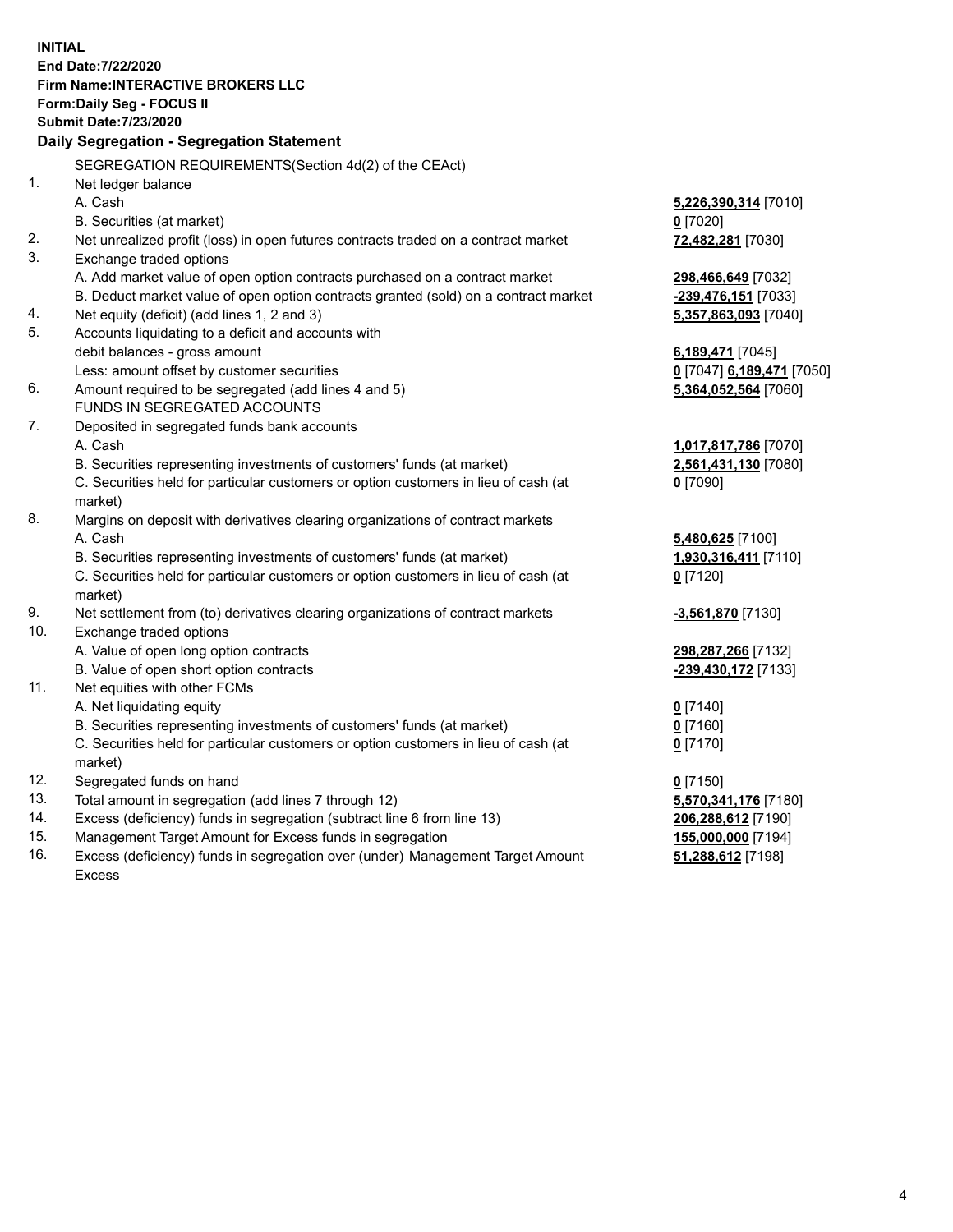**INITIAL**
**End Date:7/22/2020**
**Firm Name:INTERACTIVE BROKERS LLC**
**Form:Daily Seg - FOCUS II**
**Submit Date:7/23/2020**

## Daily Segregation - Segregation Statement

SEGREGATION REQUIREMENTS(Section 4d(2) of the CEAct)

| | | |
|---|---|---|
| 1. | Net ledger balance | |
| | A. Cash | **5,226,390,314** [7010] |
| | B. Securities (at market) | **0** [7020] |
| 2. | Net unrealized profit (loss) in open futures contracts traded on a contract market | **72,482,281** [7030] |
| 3. | Exchange traded options | |
| | A. Add market value of open option contracts purchased on a contract market | **298,466,649** [7032] |
| | B. Deduct market value of open option contracts granted (sold) on a contract market | **-239,476,151** [7033] |
| 4. | Net equity (deficit) (add lines 1, 2 and 3) | **5,357,863,093** [7040] |
| 5. | Accounts liquidating to a deficit and accounts with debit balances - gross amount | **6,189,471** [7045] |
| | Less: amount offset by customer securities | **0** [7047] **6,189,471** [7050] |
| 6. | Amount required to be segregated (add lines 4 and 5) | **5,364,052,564** [7060] |
| | FUNDS IN SEGREGATED ACCOUNTS | |
| 7. | Deposited in segregated funds bank accounts | |
| | A. Cash | **1,017,817,786** [7070] |
| | B. Securities representing investments of customers' funds (at market) | **2,561,431,130** [7080] |
| | C. Securities held for particular customers or option customers in lieu of cash (at market) | **0** [7090] |
| 8. | Margins on deposit with derivatives clearing organizations of contract markets | |
| | A. Cash | **5,480,625** [7100] |
| | B. Securities representing investments of customers' funds (at market) | **1,930,316,411** [7110] |
| | C. Securities held for particular customers or option customers in lieu of cash (at market) | **0** [7120] |
| 9. | Net settlement from (to) derivatives clearing organizations of contract markets | **-3,561,870** [7130] |
| 10. | Exchange traded options | |
| | A. Value of open long option contracts | **298,287,266** [7132] |
| | B. Value of open short option contracts | **-239,430,172** [7133] |
| 11. | Net equities with other FCMs | |
| | A. Net liquidating equity | **0** [7140] |
| | B. Securities representing investments of customers' funds (at market) | **0** [7160] |
| | C. Securities held for particular customers or option customers in lieu of cash (at market) | **0** [7170] |
| 12. | Segregated funds on hand | **0** [7150] |
| 13. | Total amount in segregation (add lines 7 through 12) | **5,570,341,176** [7180] |
| 14. | Excess (deficiency) funds in segregation (subtract line 6 from line 13) | **206,288,612** [7190] |
| 15. | Management Target Amount for Excess funds in segregation | **155,000,000** [7194] |
| 16. | Excess (deficiency) funds in segregation over (under) Management Target Amount Excess | **51,288,612** [7198] |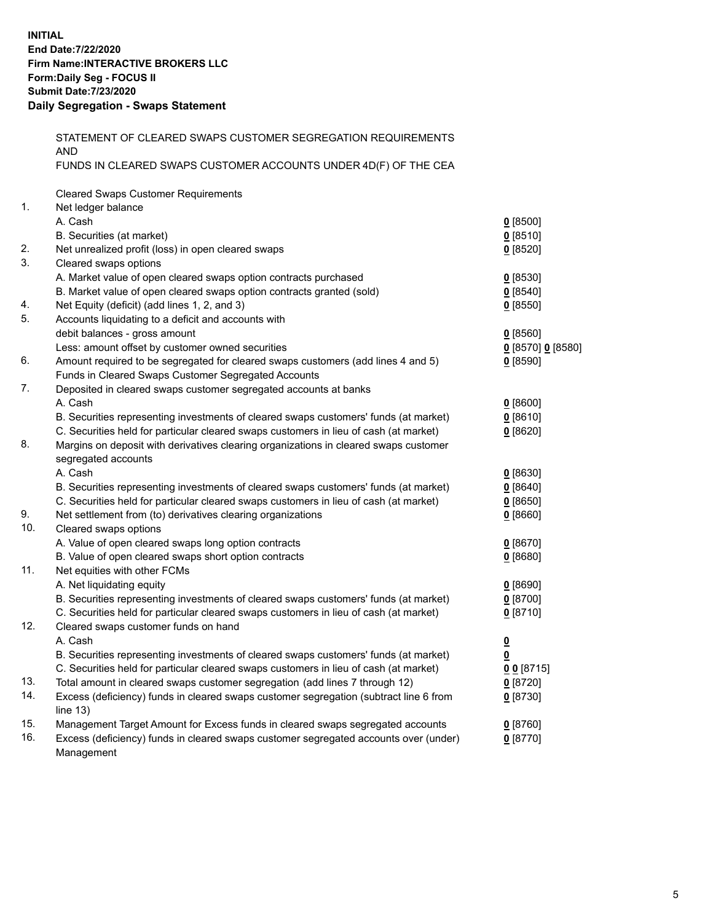**INITIAL**
**End Date:7/22/2020**
**Firm Name:INTERACTIVE BROKERS LLC**
**Form:Daily Seg - FOCUS II**
**Submit Date:7/23/2020**
**Daily Segregation - Swaps Statement**

STATEMENT OF CLEARED SWAPS CUSTOMER SEGREGATION REQUIREMENTS AND FUNDS IN CLEARED SWAPS CUSTOMER ACCOUNTS UNDER 4D(F) OF THE CEA

| | | |
|---|---|---|
| | Cleared Swaps Customer Requirements | |
| 1. | Net ledger balance | |
| | A. Cash | 0 [8500] |
| | B. Securities (at market) | 0 [8510] |
| 2. | Net unrealized profit (loss) in open cleared swaps | 0 [8520] |
| 3. | Cleared swaps options | |
| | A. Market value of open cleared swaps option contracts purchased | 0 [8530] |
| | B. Market value of open cleared swaps option contracts granted (sold) | 0 [8540] |
| 4. | Net Equity (deficit) (add lines 1, 2, and 3) | 0 [8550] |
| 5. | Accounts liquidating to a deficit and accounts with debit balances - gross amount | 0 [8560] |
| | Less: amount offset by customer owned securities | 0 [8570] 0 [8580] |
| 6. | Amount required to be segregated for cleared swaps customers (add lines 4 and 5) | 0 [8590] |
| | Funds in Cleared Swaps Customer Segregated Accounts | |
| 7. | Deposited in cleared swaps customer segregated accounts at banks | |
| | A. Cash | 0 [8600] |
| | B. Securities representing investments of cleared swaps customers' funds (at market) | 0 [8610] |
| | C. Securities held for particular cleared swaps customers in lieu of cash (at market) | 0 [8620] |
| 8. | Margins on deposit with derivatives clearing organizations in cleared swaps customer segregated accounts | |
| | A. Cash | 0 [8630] |
| | B. Securities representing investments of cleared swaps customers' funds (at market) | 0 [8640] |
| | C. Securities held for particular cleared swaps customers in lieu of cash (at market) | 0 [8650] |
| 9. | Net settlement from (to) derivatives clearing organizations | 0 [8660] |
| 10. | Cleared swaps options | |
| | A. Value of open cleared swaps long option contracts | 0 [8670] |
| | B. Value of open cleared swaps short option contracts | 0 [8680] |
| 11. | Net equities with other FCMs | |
| | A. Net liquidating equity | 0 [8690] |
| | B. Securities representing investments of cleared swaps customers' funds (at market) | 0 [8700] |
| | C. Securities held for particular cleared swaps customers in lieu of cash (at market) | 0 [8710] |
| 12. | Cleared swaps customer funds on hand | |
| | A. Cash | 0 |
| | B. Securities representing investments of cleared swaps customers' funds (at market) | 0 |
| | C. Securities held for particular cleared swaps customers in lieu of cash (at market) | 0 0 [8715] |
| 13. | Total amount in cleared swaps customer segregation (add lines 7 through 12) | 0 [8720] |
| 14. | Excess (deficiency) funds in cleared swaps customer segregation (subtract line 6 from line 13) | 0 [8730] |
| 15. | Management Target Amount for Excess funds in cleared swaps segregated accounts | 0 [8760] |
| 16. | Excess (deficiency) funds in cleared swaps customer segregated accounts over (under) Management | 0 [8770] |